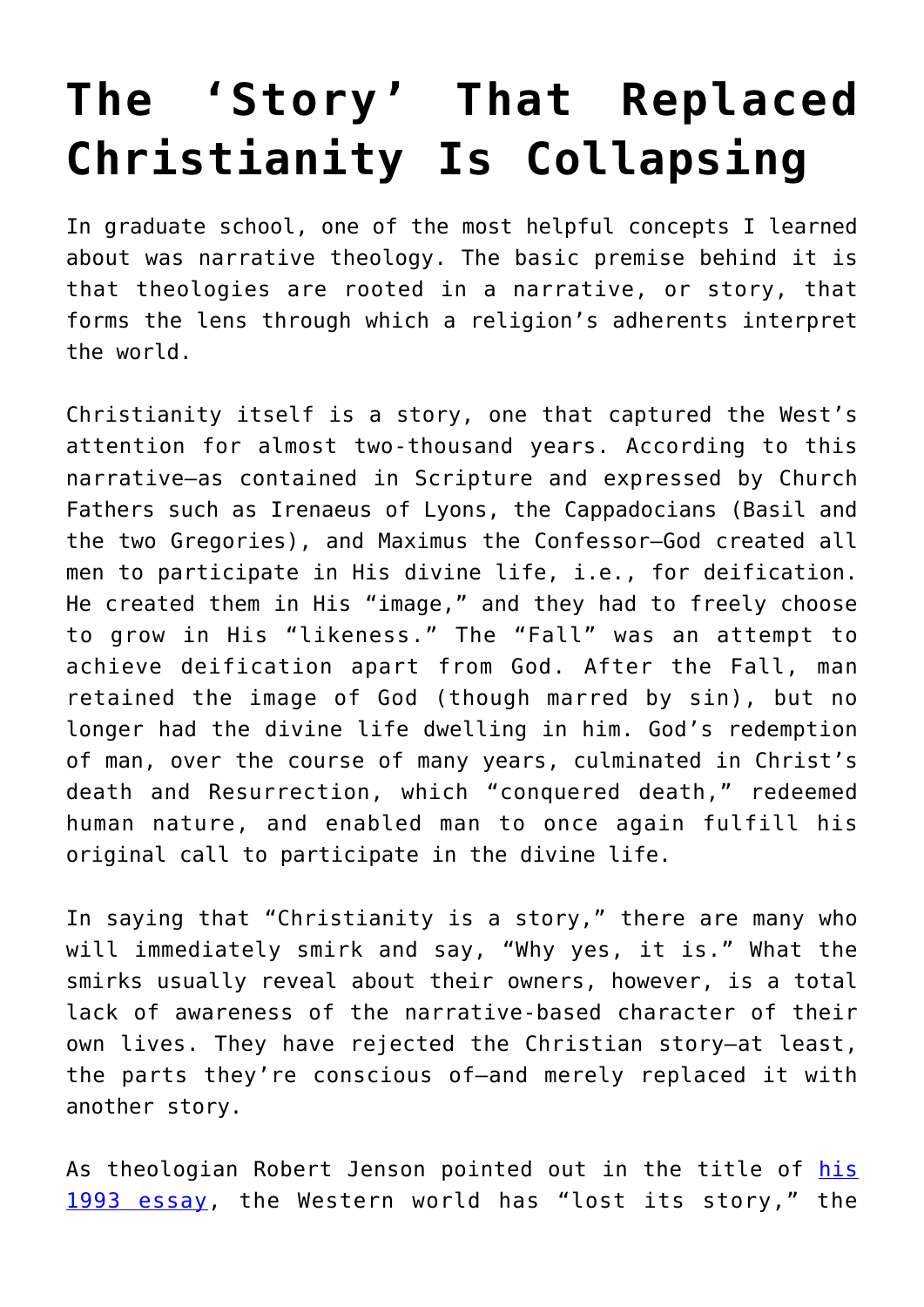# The 'Story' That Replaced Christianity Is Collapsing

In graduate school, one of the most helpful concepts I learned about was narrative theology. The basic premise behind it is that theologies are rooted in a narrative, or story, that forms the lens through which a religion's adherents interpret the world.

Christianity itself is a story, one that captured the West's attention for almost two-thousand years. According to this narrative—as contained in Scripture and expressed by Church Fathers such as Irenaeus of Lyons, the Cappadocians (Basil and the two Gregories), and Maximus the Confessor—God created all men to participate in His divine life, i.e., for deification. He created them in His "image," and they had to freely choose to grow in His "likeness." The "Fall" was an attempt to achieve deification apart from God. After the Fall, man retained the image of God (though marred by sin), but no longer had the divine life dwelling in him. God's redemption of man, over the course of many years, culminated in Christ's death and Resurrection, which "conquered death," redeemed human nature, and enabled man to once again fulfill his original call to participate in the divine life.

In saying that "Christianity is a story," there are many who will immediately smirk and say, "Why yes, it is." What the smirks usually reveal about their owners, however, is a total lack of awareness of the narrative-based character of their own lives. They have rejected the Christian story—at least, the parts they're conscious of—and merely replaced it with another story.

As theologian Robert Jenson pointed out in the title of [his 1993 essay](), the Western world has "lost its story," the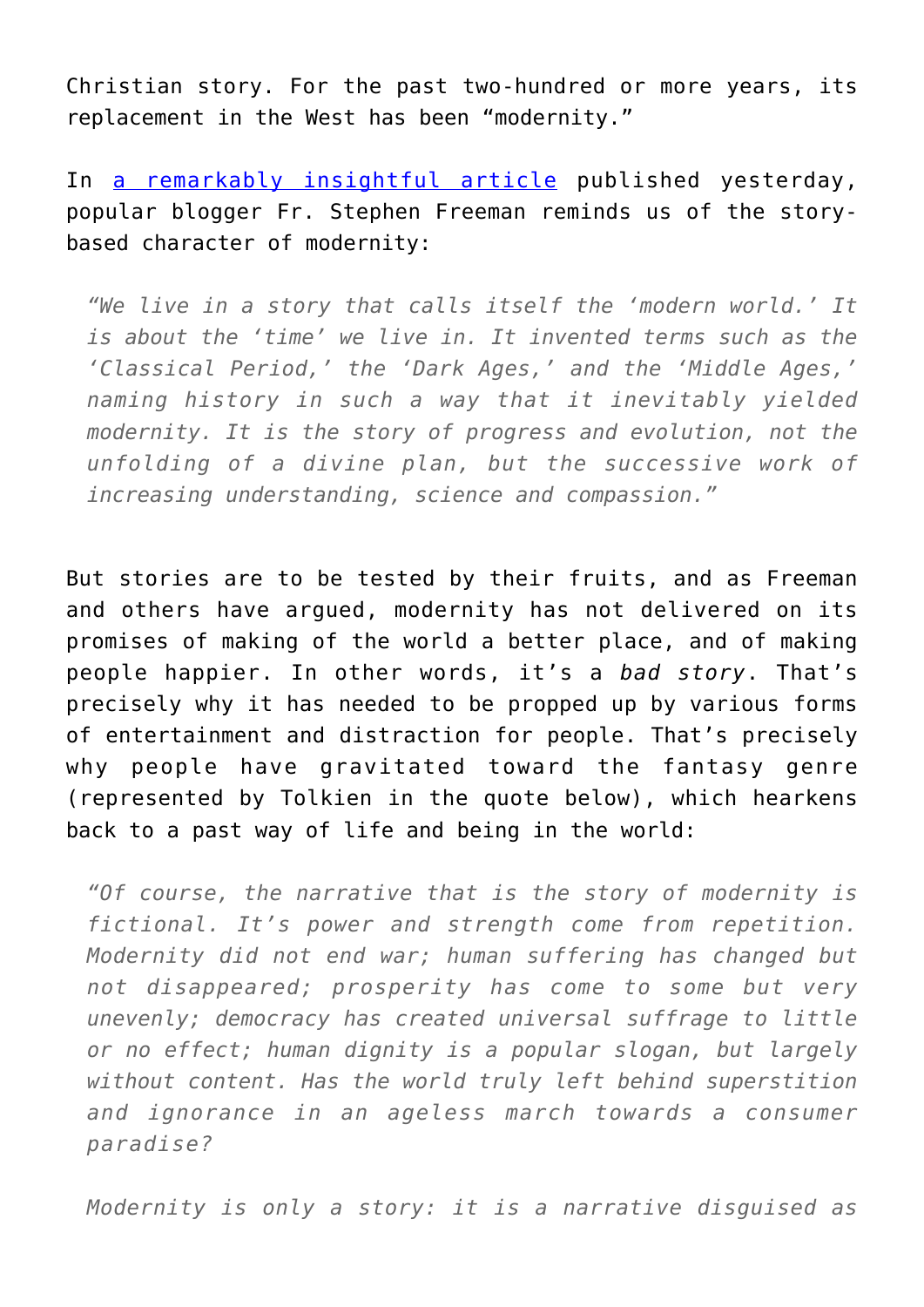Christian story. For the past two-hundred or more years, its replacement in the West has been "modernity."

In [a remarkably insightful article](#) published yesterday, popular blogger Fr. Stephen Freeman reminds us of the story-based character of modernity:

> *"We live in a story that calls itself the 'modern world.' It is about the 'time' we live in. It invented terms such as the 'Classical Period,' the 'Dark Ages,' and the 'Middle Ages,' naming history in such a way that it inevitably yielded modernity. It is the story of progress and evolution, not the unfolding of a divine plan, but the successive work of increasing understanding, science and compassion."*

But stories are to be tested by their fruits, and as Freeman and others have argued, modernity has not delivered on its promises of making of the world a better place, and of making people happier. In other words, it's a *bad story*. That's precisely why it has needed to be propped up by various forms of entertainment and distraction for people. That's precisely why people have gravitated toward the fantasy genre (represented by Tolkien in the quote below), which hearkens back to a past way of life and being in the world:

> *"Of course, the narrative that is the story of modernity is fictional. It's power and strength come from repetition. Modernity did not end war; human suffering has changed but not disappeared; prosperity has come to some but very unevenly; democracy has created universal suffrage to little or no effect; human dignity is a popular slogan, but largely without content. Has the world truly left behind superstition and ignorance in an ageless march towards a consumer paradise?*
>
> *Modernity is only a story: it is a narrative disguised as*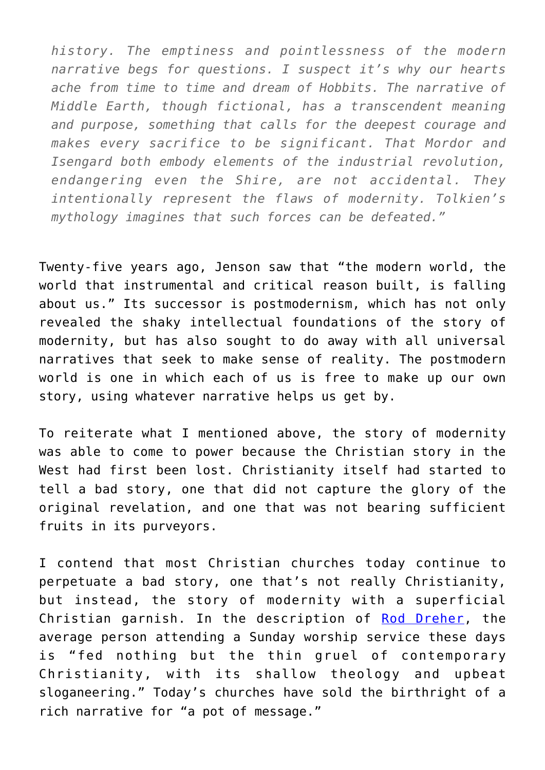*history. The emptiness and pointlessness of the modern narrative begs for questions. I suspect it's why our hearts ache from time to time and dream of Hobbits. The narrative of Middle Earth, though fictional, has a transcendent meaning and purpose, something that calls for the deepest courage and makes every sacrifice to be significant. That Mordor and Isengard both embody elements of the industrial revolution, endangering even the Shire, are not accidental. They intentionally represent the flaws of modernity. Tolkien's mythology imagines that such forces can be defeated."*

Twenty-five years ago, Jenson saw that "the modern world, the world that instrumental and critical reason built, is falling about us." Its successor is postmodernism, which has not only revealed the shaky intellectual foundations of the story of modernity, but has also sought to do away with all universal narratives that seek to make sense of reality. The postmodern world is one in which each of us is free to make up our own story, using whatever narrative helps us get by.

To reiterate what I mentioned above, the story of modernity was able to come to power because the Christian story in the West had first been lost. Christianity itself had started to tell a bad story, one that did not capture the glory of the original revelation, and one that was not bearing sufficient fruits in its purveyors.

I contend that most Christian churches today continue to perpetuate a bad story, one that's not really Christianity, but instead, the story of modernity with a superficial Christian garnish. In the description of Rod Dreher, the average person attending a Sunday worship service these days is "fed nothing but the thin gruel of contemporary Christianity, with its shallow theology and upbeat sloganeering." Today's churches have sold the birthright of a rich narrative for "a pot of message."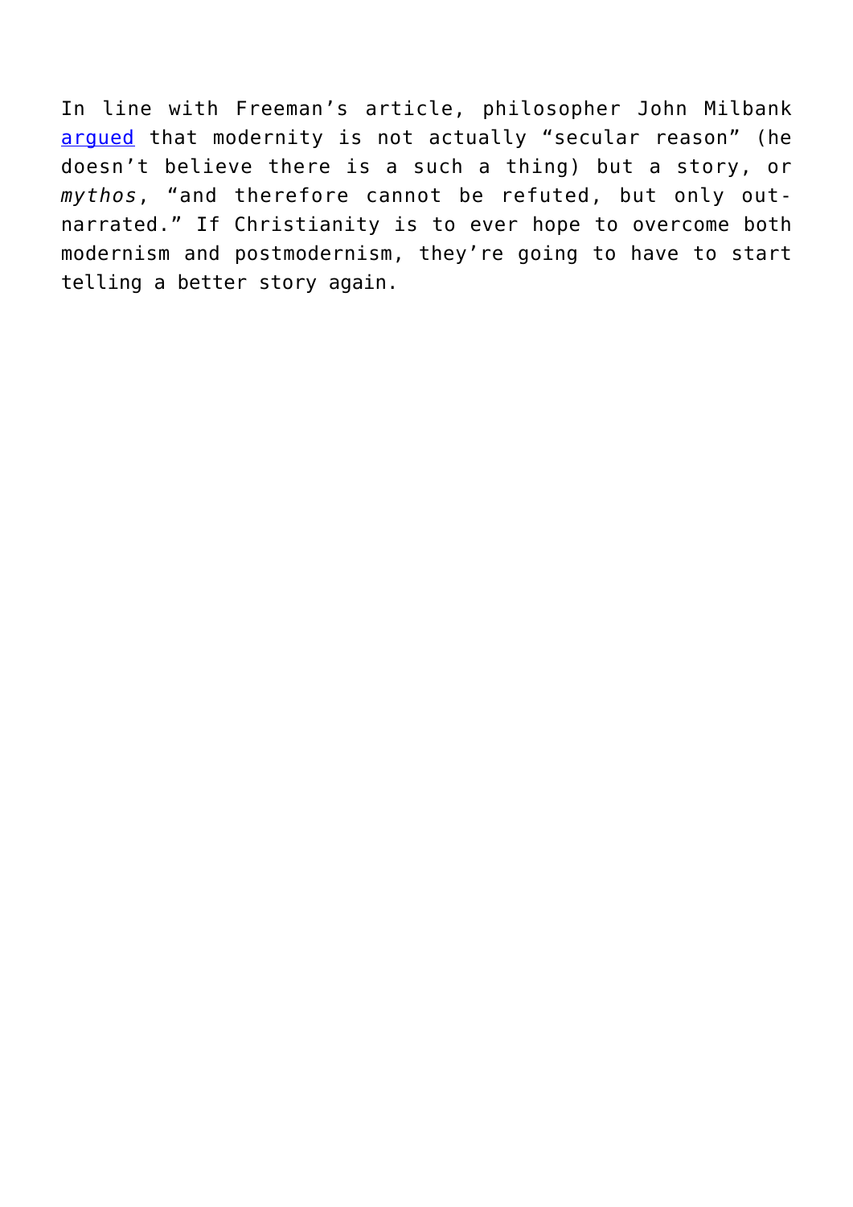In line with Freeman's article, philosopher John Milbank [argued]() that modernity is not actually "secular reason" (he doesn't believe there is a such a thing) but a story, or *mythos*, "and therefore cannot be refuted, but only out-narrated." If Christianity is to ever hope to overcome both modernism and postmodernism, they're going to have to start telling a better story again.